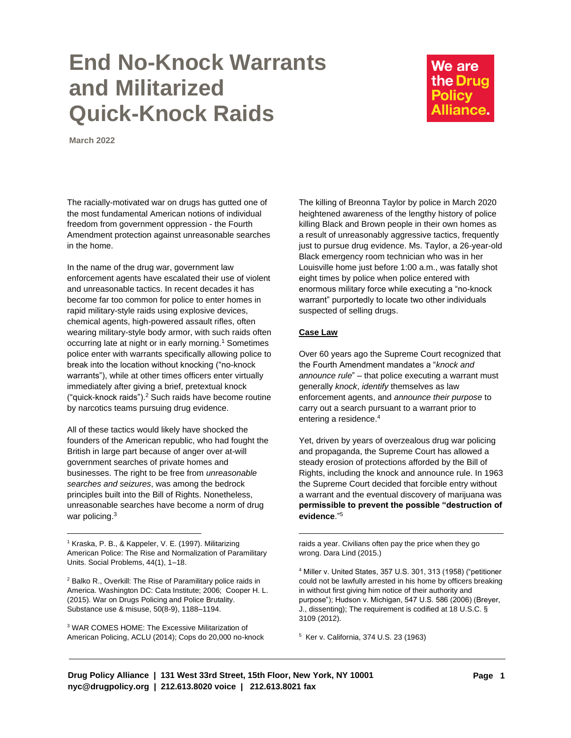# End No-Knock Warrants and Militarized Quick-Knock Raids

We are the Drug Policy Alliance.

**March 2022**

The racially-motivated war on drugs has gutted one of the most fundamental American notions of individual freedom from government oppression - the Fourth Amendment protection against unreasonable searches in the home.

In the name of the drug war, government law enforcement agents have escalated their use of violent and unreasonable tactics. In recent decades it has become far too common for police to enter homes in rapid military-style raids using explosive devices, chemical agents, high-powered assault rifles, often wearing military-style body armor, with such raids often occurring late at night or in early morning.[1] Sometimes police enter with warrants specifically allowing police to break into the location without knocking ("no-knock warrants"), while at other times officers enter virtually immediately after giving a brief, pretextual knock ("quick-knock raids").[2] Such raids have become routine by narcotics teams pursuing drug evidence.

All of these tactics would likely have shocked the founders of the American republic, who had fought the British in large part because of anger over at-will government searches of private homes and businesses. The right to be free from *unreasonable searches and seizures*, was among the bedrock principles built into the Bill of Rights. Nonetheless, unreasonable searches have become a norm of drug war policing.[3]

The killing of Breonna Taylor by police in March 2020 heightened awareness of the lengthy history of police killing Black and Brown people in their own homes as a result of unreasonably aggressive tactics, frequently just to pursue drug evidence. Ms. Taylor, a 26-year-old Black emergency room technician who was in her Louisville home just before 1:00 a.m., was fatally shot eight times by police when police entered with enormous military force while executing a "no-knock warrant" purportedly to locate two other individuals suspected of selling drugs.

**Case Law**

Over 60 years ago the Supreme Court recognized that the Fourth Amendment mandates a "*knock and announce rule*" – that police executing a warrant must generally *knock*, *identify* themselves as law enforcement agents, and *announce their purpose* to carry out a search pursuant to a warrant prior to entering a residence.[4]

Yet, driven by years of overzealous drug war policing and propaganda, the Supreme Court has allowed a steady erosion of protections afforded by the Bill of Rights, including the knock and announce rule. In 1963 the Supreme Court decided that forcible entry without a warrant and the eventual discovery of marijuana was **permissible to prevent the possible "destruction of evidence**."[5]

---

[1] Kraska, P. B., & Kappeler, V. E. (1997). Militarizing American Police: The Rise and Normalization of Paramilitary Units. Social Problems, 44(1), 1–18.

[2] Balko R., Overkill: The Rise of Paramilitary police raids in America. Washington DC: Cata Institute; 2006; Cooper H. L. (2015). War on Drugs Policing and Police Brutality. Substance use & misuse, 50(8-9), 1188–1194.

[3] WAR COMES HOME: The Excessive Militarization of American Policing, ACLU (2014); Cops do 20,000 no-knock raids a year. Civilians often pay the price when they go wrong. Dara Lind (2015.)

[4] Miller v. United States, 357 U.S. 301, 313 (1958) ("petitioner could not be lawfully arrested in his home by officers breaking in without first giving him notice of their authority and purpose"); Hudson v. Michigan, 547 U.S. 586 (2006) (Breyer, J., dissenting); The requirement is codified at 18 U.S.C. § 3109 (2012).

[5] Ker v. California, 374 U.S. 23 (1963)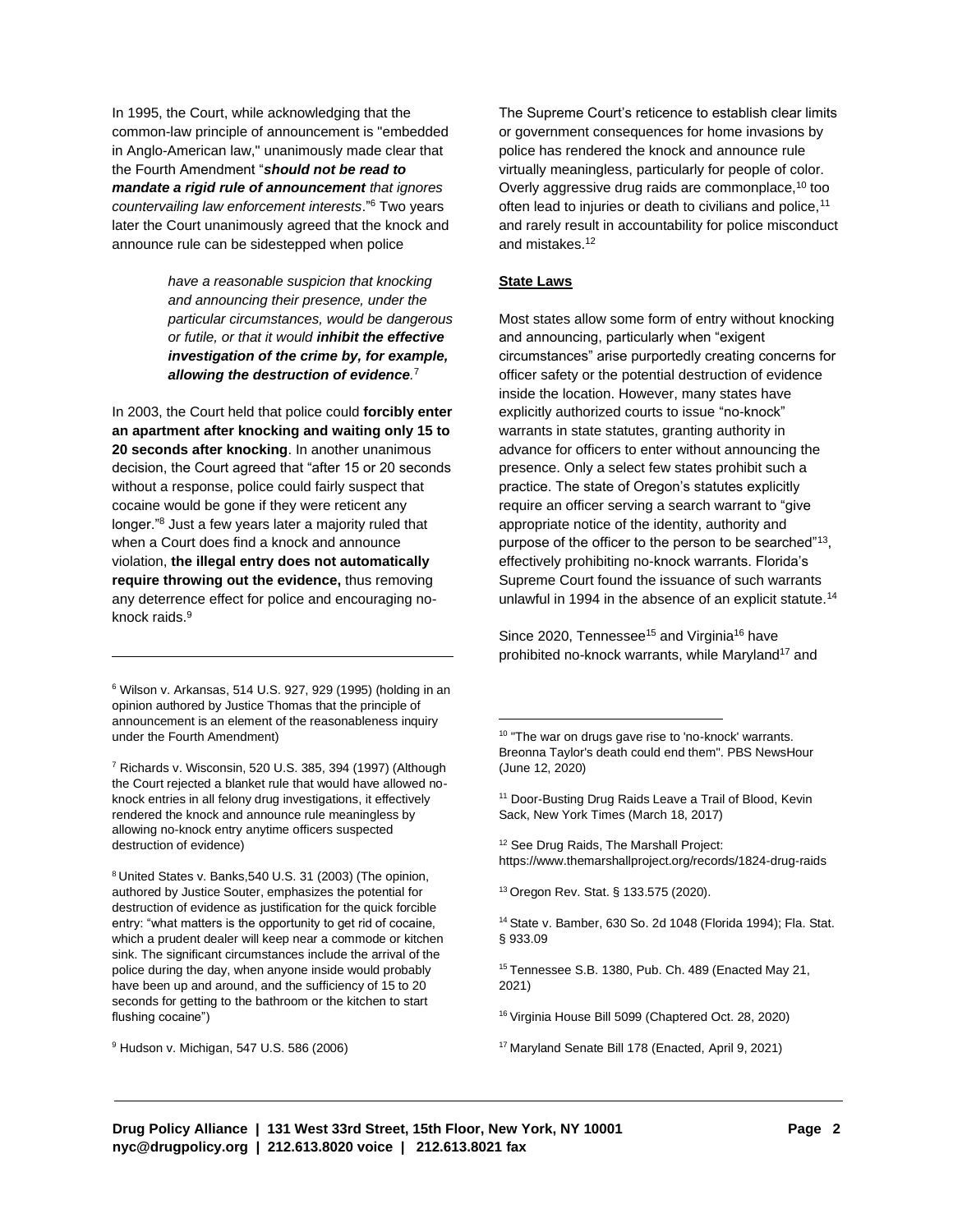In 1995, the Court, while acknowledging that the common-law principle of announcement is "embedded in Anglo-American law," unanimously made clear that the Fourth Amendment "***should not be read to mandate a rigid rule of announcement** that ignores countervailing law enforcement interests*."[6] Two years later the Court unanimously agreed that the knock and announce rule can be sidestepped when police

> *have a reasonable suspicion that knocking and announcing their presence, under the particular circumstances, would be dangerous or futile, or that it would **inhibit the effective investigation of the crime by, for example, allowing the destruction of evidence**.*[7]

In 2003, the Court held that police could **forcibly enter an apartment after knocking and waiting only 15 to 20 seconds after knocking**. In another unanimous decision, the Court agreed that "after 15 or 20 seconds without a response, police could fairly suspect that cocaine would be gone if they were reticent any longer."[8] Just a few years later a majority ruled that when a Court does find a knock and announce violation, **the illegal entry does not automatically require throwing out the evidence,** thus removing any deterrence effect for police and encouraging no-knock raids.[9]

The Supreme Court's reticence to establish clear limits or government consequences for home invasions by police has rendered the knock and announce rule virtually meaningless, particularly for people of color. Overly aggressive drug raids are commonplace,[10] too often lead to injuries or death to civilians and police,[11] and rarely result in accountability for police misconduct and mistakes.[12]

**State Laws**

Most states allow some form of entry without knocking and announcing, particularly when "exigent circumstances" arise purportedly creating concerns for officer safety or the potential destruction of evidence inside the location. However, many states have explicitly authorized courts to issue "no-knock" warrants in state statutes, granting authority in advance for officers to enter without announcing the presence. Only a select few states prohibit such a practice. The state of Oregon's statutes explicitly require an officer serving a search warrant to "give appropriate notice of the identity, authority and purpose of the officer to the person to be searched"[13], effectively prohibiting no-knock warrants. Florida's Supreme Court found the issuance of such warrants unlawful in 1994 in the absence of an explicit statute.[14]

Since 2020, Tennessee[15] and Virginia[16] have prohibited no-knock warrants, while Maryland[17] and

---

[6] Wilson v. Arkansas, 514 U.S. 927, 929 (1995) (holding in an opinion authored by Justice Thomas that the principle of announcement is an element of the reasonableness inquiry under the Fourth Amendment)

[7] Richards v. Wisconsin, 520 U.S. 385, 394 (1997) (Although the Court rejected a blanket rule that would have allowed no-knock entries in all felony drug investigations, it effectively rendered the knock and announce rule meaningless by allowing no-knock entry anytime officers suspected destruction of evidence)

[8] United States v. Banks,540 U.S. 31 (2003) (The opinion, authored by Justice Souter, emphasizes the potential for destruction of evidence as justification for the quick forcible entry: "what matters is the opportunity to get rid of cocaine, which a prudent dealer will keep near a commode or kitchen sink. The significant circumstances include the arrival of the police during the day, when anyone inside would probably have been up and around, and the sufficiency of 15 to 20 seconds for getting to the bathroom or the kitchen to start flushing cocaine")

[9] Hudson v. Michigan, 547 U.S. 586 (2006)

[10] "The war on drugs gave rise to 'no-knock' warrants. Breonna Taylor's death could end them". PBS NewsHour (June 12, 2020)

[11] Door-Busting Drug Raids Leave a Trail of Blood, Kevin Sack, New York Times (March 18, 2017)

[12] See Drug Raids, The Marshall Project: https://www.themarshallproject.org/records/1824-drug-raids

[13] Oregon Rev. Stat. § 133.575 (2020).

[14] State v. Bamber, 630 So. 2d 1048 (Florida 1994); Fla. Stat. § 933.09

[15] Tennessee S.B. 1380, Pub. Ch. 489 (Enacted May 21, 2021)

[16] Virginia House Bill 5099 (Chaptered Oct. 28, 2020)

[17] Maryland Senate Bill 178 (Enacted, April 9, 2021)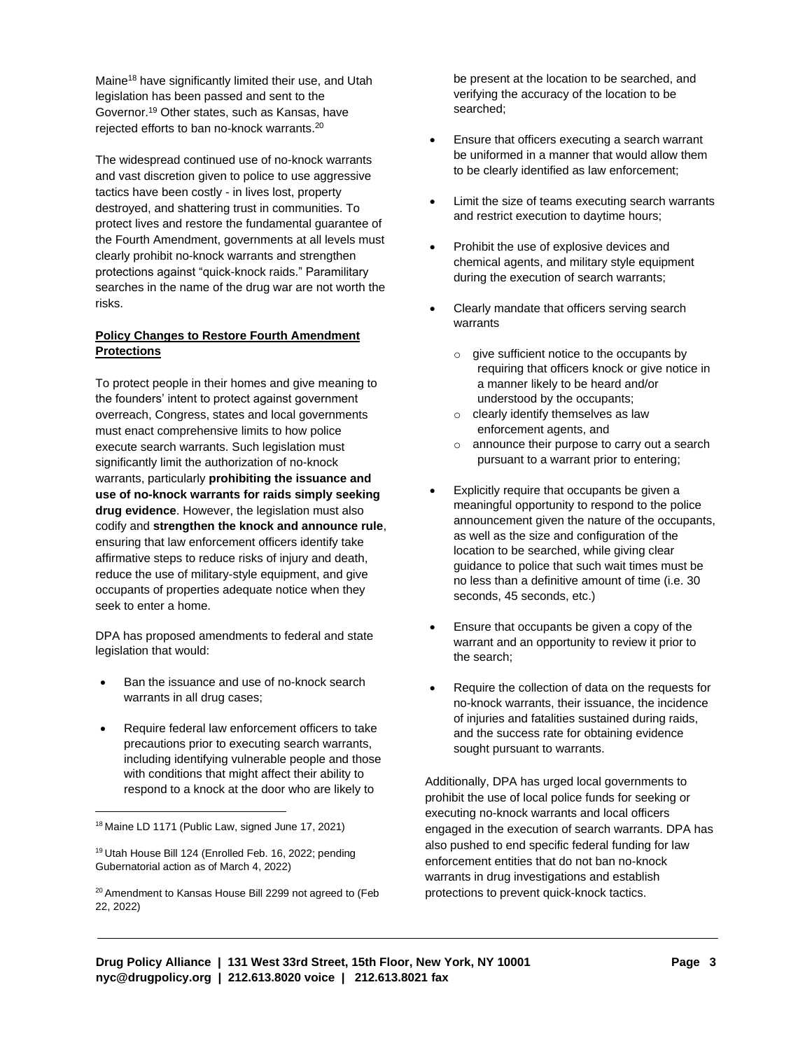Maine[18] have significantly limited their use, and Utah legislation has been passed and sent to the Governor.[19] Other states, such as Kansas, have rejected efforts to ban no-knock warrants.[20]

The widespread continued use of no-knock warrants and vast discretion given to police to use aggressive tactics have been costly - in lives lost, property destroyed, and shattering trust in communities. To protect lives and restore the fundamental guarantee of the Fourth Amendment, governments at all levels must clearly prohibit no-knock warrants and strengthen protections against "quick-knock raids." Paramilitary searches in the name of the drug war are not worth the risks.

**<u>Policy Changes to Restore Fourth Amendment Protections</u>**

To protect people in their homes and give meaning to the founders' intent to protect against government overreach, Congress, states and local governments must enact comprehensive limits to how police execute search warrants. Such legislation must significantly limit the authorization of no-knock warrants, particularly **prohibiting the issuance and use of no-knock warrants for raids simply seeking drug evidence**. However, the legislation must also codify and **strengthen the knock and announce rule**, ensuring that law enforcement officers identify take affirmative steps to reduce risks of injury and death, reduce the use of military-style equipment, and give occupants of properties adequate notice when they seek to enter a home.

DPA has proposed amendments to federal and state legislation that would:

- Ban the issuance and use of no-knock search warrants in all drug cases;
- Require federal law enforcement officers to take precautions prior to executing search warrants, including identifying vulnerable people and those with conditions that might affect their ability to respond to a knock at the door who are likely to be present at the location to be searched, and verifying the accuracy of the location to be searched;
- Ensure that officers executing a search warrant be uniformed in a manner that would allow them to be clearly identified as law enforcement;
- Limit the size of teams executing search warrants and restrict execution to daytime hours;
- Prohibit the use of explosive devices and chemical agents, and military style equipment during the execution of search warrants;
- Clearly mandate that officers serving search warrants
  - give sufficient notice to the occupants by requiring that officers knock or give notice in a manner likely to be heard and/or understood by the occupants;
  - clearly identify themselves as law enforcement agents, and
  - announce their purpose to carry out a search pursuant to a warrant prior to entering;
- Explicitly require that occupants be given a meaningful opportunity to respond to the police announcement given the nature of the occupants, as well as the size and configuration of the location to be searched, while giving clear guidance to police that such wait times must be no less than a definitive amount of time (i.e. 30 seconds, 45 seconds, etc.)
- Ensure that occupants be given a copy of the warrant and an opportunity to review it prior to the search;
- Require the collection of data on the requests for no-knock warrants, their issuance, the incidence of injuries and fatalities sustained during raids, and the success rate for obtaining evidence sought pursuant to warrants.

Additionally, DPA has urged local governments to prohibit the use of local police funds for seeking or executing no-knock warrants and local officers engaged in the execution of search warrants. DPA has also pushed to end specific federal funding for law enforcement entities that do not ban no-knock warrants in drug investigations and establish protections to prevent quick-knock tactics.

---

[18] Maine LD 1171 (Public Law, signed June 17, 2021)

[19] Utah House Bill 124 (Enrolled Feb. 16, 2022; pending Gubernatorial action as of March 4, 2022)

[20] Amendment to Kansas House Bill 2299 not agreed to (Feb 22, 2022)

**Drug Policy Alliance | 131 West 33rd Street, 15th Floor, New York, NY 10001**
**nyc@drugpolicy.org | 212.613.8020 voice | 212.613.8021 fax**